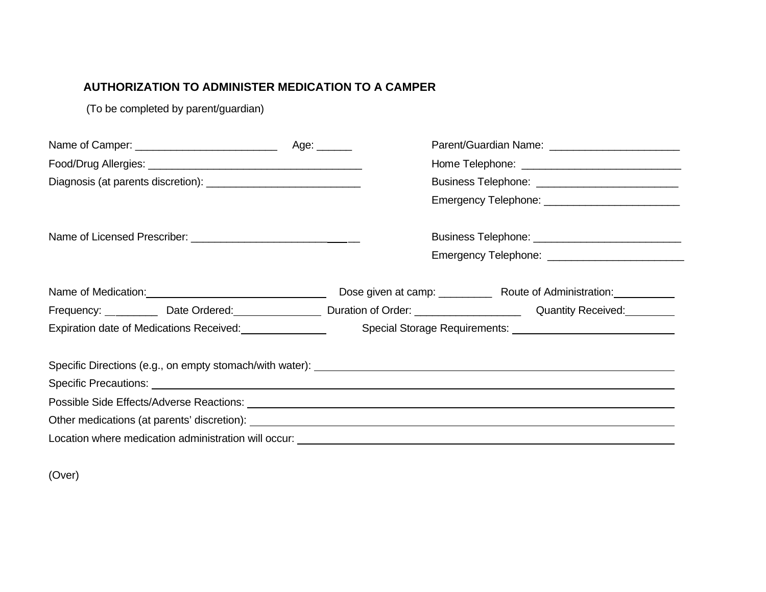## AUTHORIZATION TO ADMINISTER MEDICATION TO A CAMPER

(To be completed by parent/guardian)

Name of Camper: ________________________ Age: ______

Food/Drug Allergies: _____________________________________

Diagnosis (at parents discretion): __________________________

Parent/Guardian Name: ______________________

Home Telephone: ___________________________

Business Telephone: ________________________

Emergency Telephone: _______________________

Name of Licensed Prescriber: ___________________________

Business Telephone: _________________________

Emergency Telephone: _______________________

Name of Medication: _____________________________ Dose given at camp: _________ Route of Administration: __________

Frequency: _________ Date Ordered: _______________ Duration of Order: __________________ Quantity Received: ________

Expiration date of Medications Received: ______________ Special Storage Requirements: ___________________________

Specific Directions (e.g., on empty stomach/with water): ____________________________________________

Specific Precautions: ____________________________________________

Possible Side Effects/Adverse Reactions: ____________________________________________

Other medications (at parents' discretion): ____________________________________________

Location where medication administration will occur: ____________________________________________

(Over)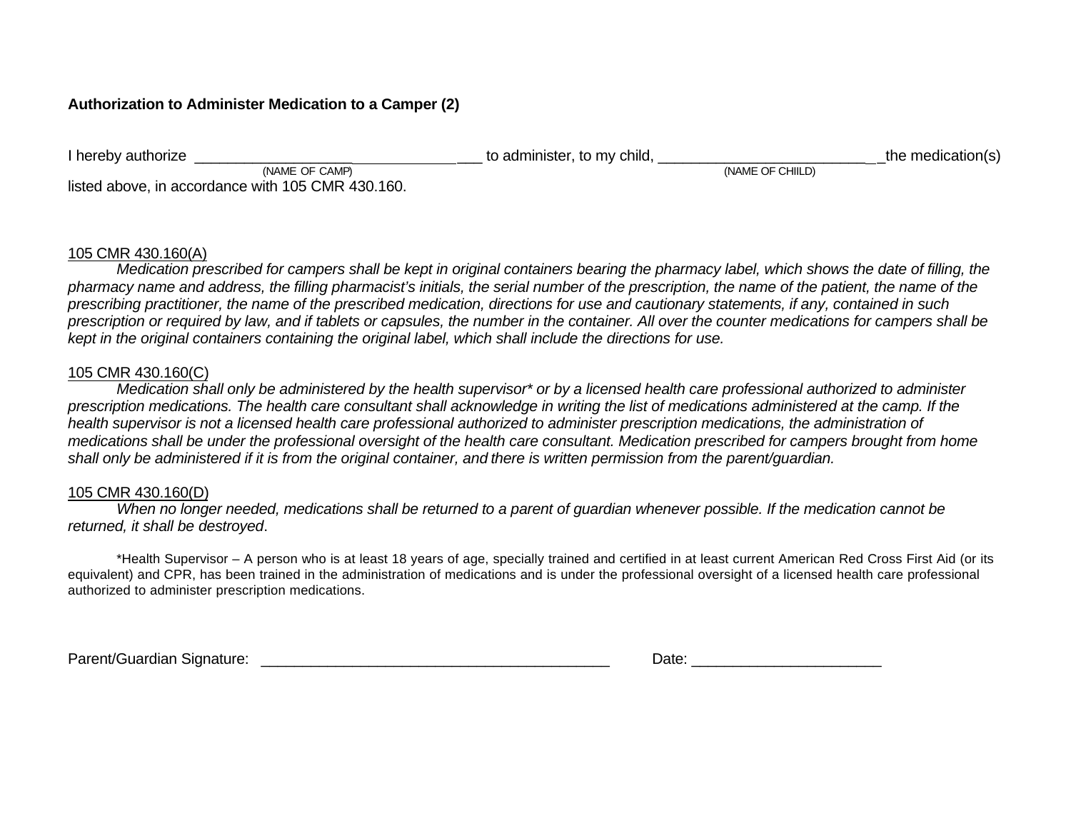**Authorization to Administer Medication to a Camper (2)**

I hereby authorize ________________________________ to administer, to my child, ___________________________ the medication(s) listed above, in accordance with 105 CMR 430.160.

(NAME OF CAMP) (NAME OF CHIILD)

105 CMR 430.160(A)

*Medication prescribed for campers shall be kept in original containers bearing the pharmacy label, which shows the date of filling, the pharmacy name and address, the filling pharmacist's initials, the serial number of the prescription, the name of the patient, the name of the prescribing practitioner, the name of the prescribed medication, directions for use and cautionary statements, if any, contained in such prescription or required by law, and if tablets or capsules, the number in the container. All over the counter medications for campers shall be kept in the original containers containing the original label, which shall include the directions for use.*

105 CMR 430.160(C)

*Medication shall only be administered by the health supervisor* or by a licensed health care professional authorized to administer prescription medications. The health care consultant shall acknowledge in writing the list of medications administered at the camp. If the health supervisor is not a licensed health care professional authorized to administer prescription medications, the administration of medications shall be under the professional oversight of the health care consultant. Medication prescribed for campers brought from home shall only be administered if it is from the original container, and there is written permission from the parent/guardian.*

105 CMR 430.160(D)

*When no longer needed, medications shall be returned to a parent of guardian whenever possible. If the medication cannot be returned, it shall be destroyed*.

*Health Supervisor – A person who is at least 18 years of age, specially trained and certified in at least current American Red Cross First Aid (or its equivalent) and CPR, has been trained in the administration of medications and is under the professional oversight of a licensed health care professional authorized to administer prescription medications.

Parent/Guardian Signature: ____________________________________________ Date: ________________________